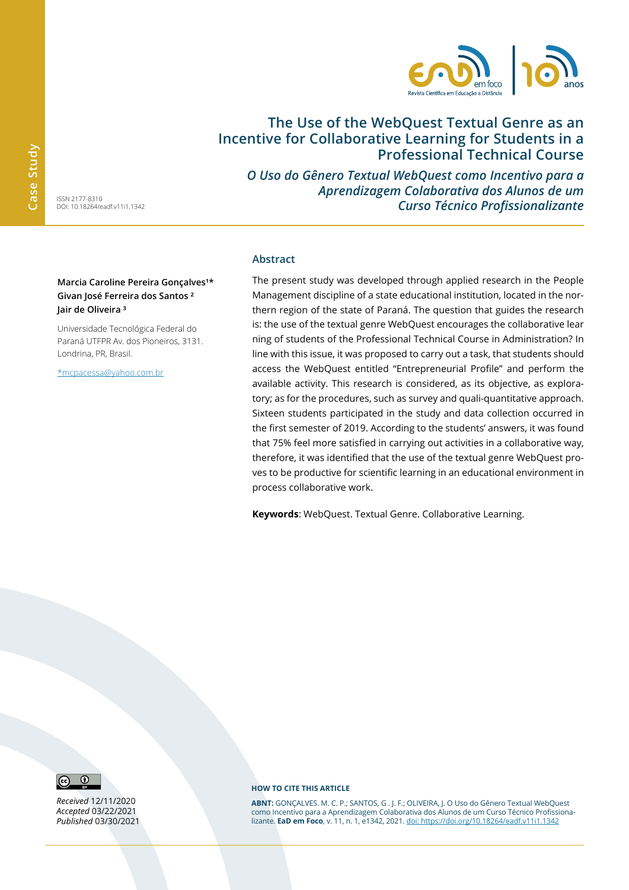Case Study

# The Use of the WebQuest Textual Genre as an Incentive for Collaborative Learning for Students in a Professional Technical Course

## *O Uso do Gênero Textual WebQuest como Incentivo para a Aprendizagem Colaborativa dos Alunos de um Curso Técnico Profissionalizante*

ISSN 2177-8310
DOI: 10.18264/eadf.v11i1.1342

**Marcia Caroline Pereira Gonçalves[1]***
**Givan José Ferreira dos Santos [2]**
**Jair de Oliveira [3]**

Universidade Tecnológica Federal do Paraná UTFPR Av. dos Pioneiros, 3131. Londrina, PR, Brasil.

*mcpacessa@yahoo.com.br

### Abstract

The present study was developed through applied research in the People Management discipline of a state educational institution, located in the northern region of the state of Paraná. The question that guides the research is: the use of the textual genre WebQuest encourages the collaborative learning of students of the Professional Technical Course in Administration? In line with this issue, it was proposed to carry out a task, that students should access the WebQuest entitled "Entrepreneurial Profile" and perform the available activity. This research is considered, as its objective, as exploratory; as for the procedures, such as survey and quali-quantitative approach. Sixteen students participated in the study and data collection occurred in the first semester of 2019. According to the students' answers, it was found that 75% feel more satisfied in carrying out activities in a collaborative way, therefore, it was identified that the use of the textual genre WebQuest proves to be productive for scientific learning in an educational environment in process collaborative work.

**Keywords**: WebQuest. Textual Genre. Collaborative Learning.

*Received* 12/11/2020
*Accepted* 03/22/2021
*Published* 03/30/2021

**HOW TO CITE THIS ARTICLE**

**ABNT:** GONÇALVES. M. C. P.; SANTOS, G . J. F.; OLIVEIRA, J. O Uso do Gênero Textual WebQuest como Incentivo para a Aprendizagem Colaborativa dos Alunos de um Curso Técnico Profissionalizante. **EaD em Foco**, v. 11, n. 1, e1342, 2021. doi: https://doi.org/10.18264/eadf.v11i1.1342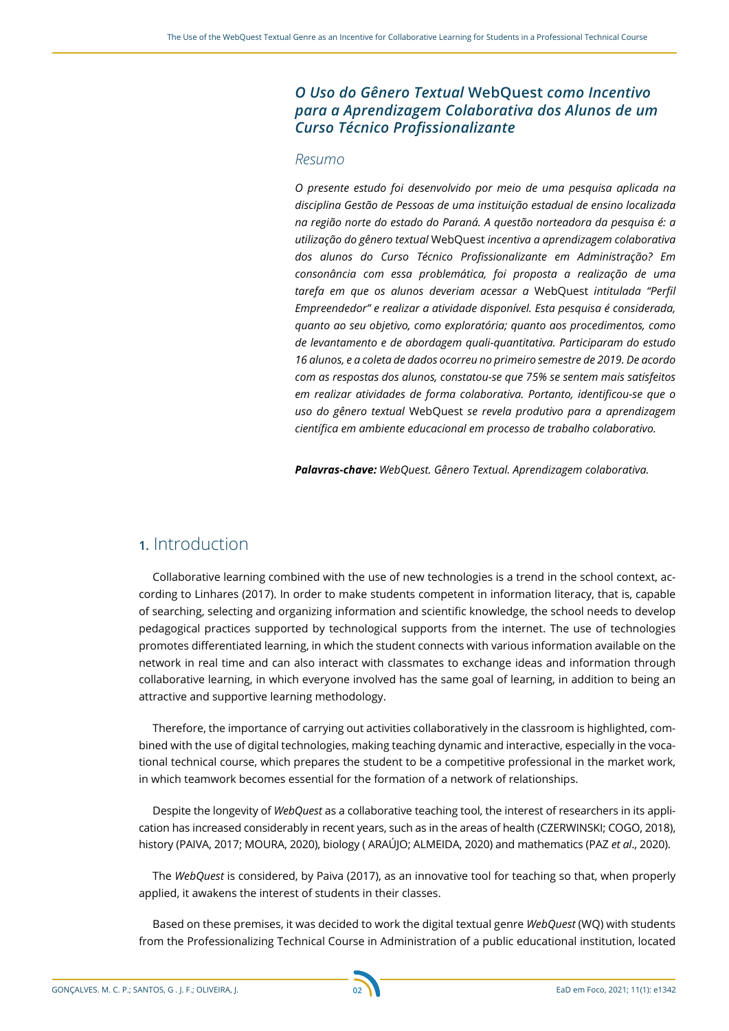## *O Uso do Gênero Textual* WebQuest *como Incentivo para a Aprendizagem Colaborativa dos Alunos de um Curso Técnico Profissionalizante*

### *Resumo*

*O presente estudo foi desenvolvido por meio de uma pesquisa aplicada na disciplina Gestão de Pessoas de uma instituição estadual de ensino localizada na região norte do estado do Paraná. A questão norteadora da pesquisa é: a utilização do gênero textual* WebQuest *incentiva a aprendizagem colaborativa dos alunos do Curso Técnico Profissionalizante em Administração? Em consonância com essa problemática, foi proposta a realização de uma tarefa em que os alunos deveriam acessar a* WebQuest *intitulada "Perfil Empreendedor" e realizar a atividade disponível. Esta pesquisa é considerada, quanto ao seu objetivo, como exploratória; quanto aos procedimentos, como de levantamento e de abordagem quali-quantitativa. Participaram do estudo 16 alunos, e a coleta de dados ocorreu no primeiro semestre de 2019. De acordo com as respostas dos alunos, constatou-se que 75% se sentem mais satisfeitos em realizar atividades de forma colaborativa. Portanto, identificou-se que o uso do gênero textual* WebQuest *se revela produtivo para a aprendizagem científica em ambiente educacional em processo de trabalho colaborativo.*

***Palavras-chave:*** *WebQuest. Gênero Textual. Aprendizagem colaborativa.*

## 1. Introduction

Collaborative learning combined with the use of new technologies is a trend in the school context, according to Linhares (2017). In order to make students competent in information literacy, that is, capable of searching, selecting and organizing information and scientific knowledge, the school needs to develop pedagogical practices supported by technological supports from the internet. The use of technologies promotes differentiated learning, in which the student connects with various information available on the network in real time and can also interact with classmates to exchange ideas and information through collaborative learning, in which everyone involved has the same goal of learning, in addition to being an attractive and supportive learning methodology.

Therefore, the importance of carrying out activities collaboratively in the classroom is highlighted, combined with the use of digital technologies, making teaching dynamic and interactive, especially in the vocational technical course, which prepares the student to be a competitive professional in the market work, in which teamwork becomes essential for the formation of a network of relationships.

Despite the longevity of *WebQuest* as a collaborative teaching tool, the interest of researchers in its application has increased considerably in recent years, such as in the areas of health (CZERWINSKI; COGO, 2018), history (PAIVA, 2017; MOURA, 2020), biology ( ARAÚJO; ALMEIDA, 2020) and mathematics (PAZ *et al*., 2020).

The *WebQuest* is considered, by Paiva (2017), as an innovative tool for teaching so that, when properly applied, it awakens the interest of students in their classes.

Based on these premises, it was decided to work the digital textual genre *WebQuest* (WQ) with students from the Professionalizing Technical Course in Administration of a public educational institution, located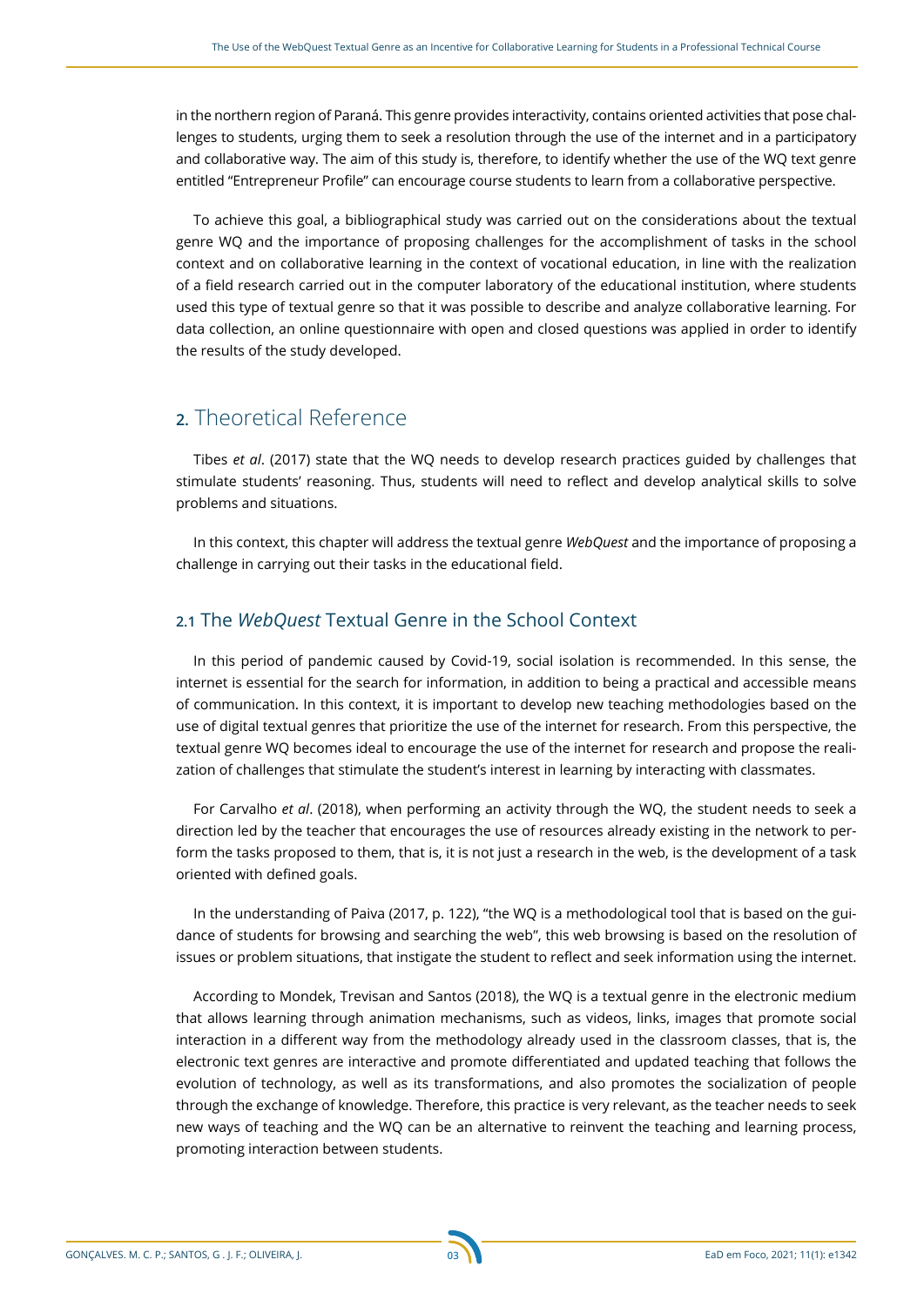in the northern region of Paraná. This genre provides interactivity, contains oriented activities that pose challenges to students, urging them to seek a resolution through the use of the internet and in a participatory and collaborative way. The aim of this study is, therefore, to identify whether the use of the WQ text genre entitled "Entrepreneur Profile" can encourage course students to learn from a collaborative perspective.

To achieve this goal, a bibliographical study was carried out on the considerations about the textual genre WQ and the importance of proposing challenges for the accomplishment of tasks in the school context and on collaborative learning in the context of vocational education, in line with the realization of a field research carried out in the computer laboratory of the educational institution, where students used this type of textual genre so that it was possible to describe and analyze collaborative learning. For data collection, an online questionnaire with open and closed questions was applied in order to identify the results of the study developed.

## 2. Theoretical Reference

Tibes *et al*. (2017) state that the WQ needs to develop research practices guided by challenges that stimulate students' reasoning. Thus, students will need to reflect and develop analytical skills to solve problems and situations.

In this context, this chapter will address the textual genre *WebQuest* and the importance of proposing a challenge in carrying out their tasks in the educational field.

### 2.1 The *WebQuest* Textual Genre in the School Context

In this period of pandemic caused by Covid-19, social isolation is recommended. In this sense, the internet is essential for the search for information, in addition to being a practical and accessible means of communication. In this context, it is important to develop new teaching methodologies based on the use of digital textual genres that prioritize the use of the internet for research. From this perspective, the textual genre WQ becomes ideal to encourage the use of the internet for research and propose the realization of challenges that stimulate the student's interest in learning by interacting with classmates.

For Carvalho *et al*. (2018), when performing an activity through the WQ, the student needs to seek a direction led by the teacher that encourages the use of resources already existing in the network to perform the tasks proposed to them, that is, it is not just a research in the web, is the development of a task oriented with defined goals.

In the understanding of Paiva (2017, p. 122), "the WQ is a methodological tool that is based on the guidance of students for browsing and searching the web", this web browsing is based on the resolution of issues or problem situations, that instigate the student to reflect and seek information using the internet.

According to Mondek, Trevisan and Santos (2018), the WQ is a textual genre in the electronic medium that allows learning through animation mechanisms, such as videos, links, images that promote social interaction in a different way from the methodology already used in the classroom classes, that is, the electronic text genres are interactive and promote differentiated and updated teaching that follows the evolution of technology, as well as its transformations, and also promotes the socialization of people through the exchange of knowledge. Therefore, this practice is very relevant, as the teacher needs to seek new ways of teaching and the WQ can be an alternative to reinvent the teaching and learning process, promoting interaction between students.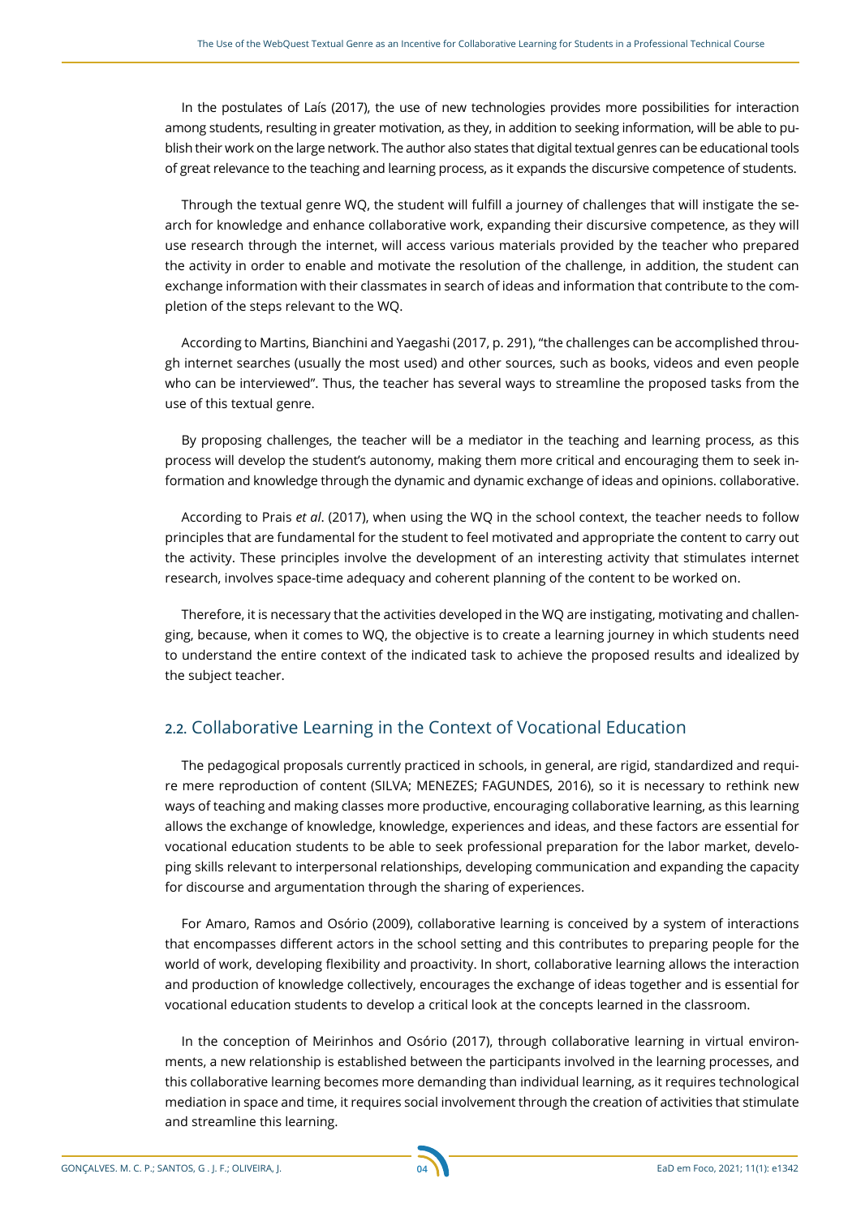In the postulates of Laís (2017), the use of new technologies provides more possibilities for interaction among students, resulting in greater motivation, as they, in addition to seeking information, will be able to publish their work on the large network. The author also states that digital textual genres can be educational tools of great relevance to the teaching and learning process, as it expands the discursive competence of students.

Through the textual genre WQ, the student will fulfill a journey of challenges that will instigate the search for knowledge and enhance collaborative work, expanding their discursive competence, as they will use research through the internet, will access various materials provided by the teacher who prepared the activity in order to enable and motivate the resolution of the challenge, in addition, the student can exchange information with their classmates in search of ideas and information that contribute to the completion of the steps relevant to the WQ.

According to Martins, Bianchini and Yaegashi (2017, p. 291), "the challenges can be accomplished through internet searches (usually the most used) and other sources, such as books, videos and even people who can be interviewed". Thus, the teacher has several ways to streamline the proposed tasks from the use of this textual genre.

By proposing challenges, the teacher will be a mediator in the teaching and learning process, as this process will develop the student's autonomy, making them more critical and encouraging them to seek information and knowledge through the dynamic and dynamic exchange of ideas and opinions. collaborative.

According to Prais *et al*. (2017), when using the WQ in the school context, the teacher needs to follow principles that are fundamental for the student to feel motivated and appropriate the content to carry out the activity. These principles involve the development of an interesting activity that stimulates internet research, involves space-time adequacy and coherent planning of the content to be worked on.

Therefore, it is necessary that the activities developed in the WQ are instigating, motivating and challenging, because, when it comes to WQ, the objective is to create a learning journey in which students need to understand the entire context of the indicated task to achieve the proposed results and idealized by the subject teacher.

## 2.2. Collaborative Learning in the Context of Vocational Education

The pedagogical proposals currently practiced in schools, in general, are rigid, standardized and require mere reproduction of content (SILVA; MENEZES; FAGUNDES, 2016), so it is necessary to rethink new ways of teaching and making classes more productive, encouraging collaborative learning, as this learning allows the exchange of knowledge, knowledge, experiences and ideas, and these factors are essential for vocational education students to be able to seek professional preparation for the labor market, developing skills relevant to interpersonal relationships, developing communication and expanding the capacity for discourse and argumentation through the sharing of experiences.

For Amaro, Ramos and Osório (2009), collaborative learning is conceived by a system of interactions that encompasses different actors in the school setting and this contributes to preparing people for the world of work, developing flexibility and proactivity. In short, collaborative learning allows the interaction and production of knowledge collectively, encourages the exchange of ideas together and is essential for vocational education students to develop a critical look at the concepts learned in the classroom.

In the conception of Meirinhos and Osório (2017), through collaborative learning in virtual environments, a new relationship is established between the participants involved in the learning processes, and this collaborative learning becomes more demanding than individual learning, as it requires technological mediation in space and time, it requires social involvement through the creation of activities that stimulate and streamline this learning.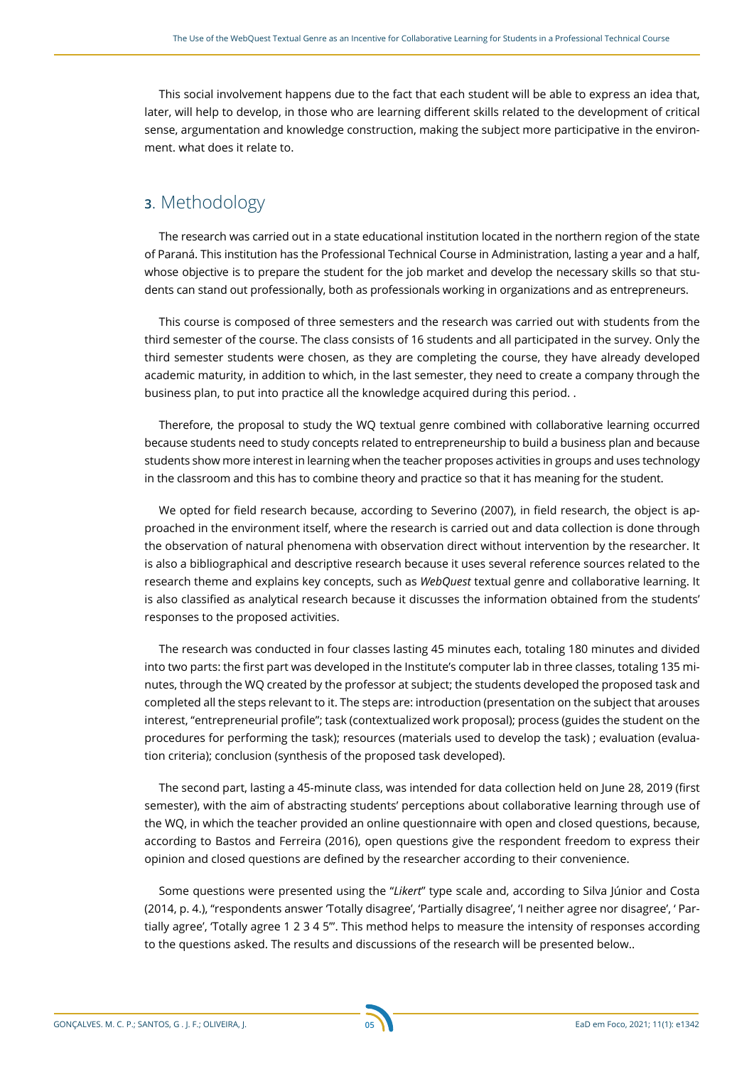This social involvement happens due to the fact that each student will be able to express an idea that, later, will help to develop, in those who are learning different skills related to the development of critical sense, argumentation and knowledge construction, making the subject more participative in the environment. what does it relate to.

## 3. Methodology

The research was carried out in a state educational institution located in the northern region of the state of Paraná. This institution has the Professional Technical Course in Administration, lasting a year and a half, whose objective is to prepare the student for the job market and develop the necessary skills so that students can stand out professionally, both as professionals working in organizations and as entrepreneurs.

This course is composed of three semesters and the research was carried out with students from the third semester of the course. The class consists of 16 students and all participated in the survey. Only the third semester students were chosen, as they are completing the course, they have already developed academic maturity, in addition to which, in the last semester, they need to create a company through the business plan, to put into practice all the knowledge acquired during this period. .

Therefore, the proposal to study the WQ textual genre combined with collaborative learning occurred because students need to study concepts related to entrepreneurship to build a business plan and because students show more interest in learning when the teacher proposes activities in groups and uses technology in the classroom and this has to combine theory and practice so that it has meaning for the student.

We opted for field research because, according to Severino (2007), in field research, the object is approached in the environment itself, where the research is carried out and data collection is done through the observation of natural phenomena with observation direct without intervention by the researcher. It is also a bibliographical and descriptive research because it uses several reference sources related to the research theme and explains key concepts, such as *WebQuest* textual genre and collaborative learning. It is also classified as analytical research because it discusses the information obtained from the students' responses to the proposed activities.

The research was conducted in four classes lasting 45 minutes each, totaling 180 minutes and divided into two parts: the first part was developed in the Institute's computer lab in three classes, totaling 135 minutes, through the WQ created by the professor at subject; the students developed the proposed task and completed all the steps relevant to it. The steps are: introduction (presentation on the subject that arouses interest, "entrepreneurial profile"; task (contextualized work proposal); process (guides the student on the procedures for performing the task); resources (materials used to develop the task) ; evaluation (evaluation criteria); conclusion (synthesis of the proposed task developed).

The second part, lasting a 45-minute class, was intended for data collection held on June 28, 2019 (first semester), with the aim of abstracting students' perceptions about collaborative learning through use of the WQ, in which the teacher provided an online questionnaire with open and closed questions, because, according to Bastos and Ferreira (2016), open questions give the respondent freedom to express their opinion and closed questions are defined by the researcher according to their convenience.

Some questions were presented using the "*Likert*" type scale and, according to Silva Júnior and Costa (2014, p. 4.), "respondents answer 'Totally disagree', 'Partially disagree', 'I neither agree nor disagree', ' Partially agree', 'Totally agree 1 2 3 4 5'". This method helps to measure the intensity of responses according to the questions asked. The results and discussions of the research will be presented below..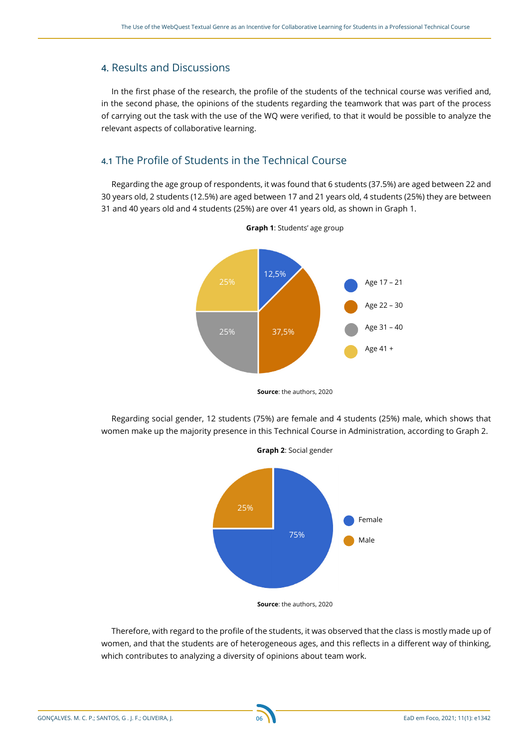## 4. Results and Discussions

In the first phase of the research, the profile of the students of the technical course was verified and, in the second phase, the opinions of the students regarding the teamwork that was part of the process of carrying out the task with the use of the WQ were verified, to that it would be possible to analyze the relevant aspects of collaborative learning.

### 4.1 The Profile of Students in the Technical Course

Regarding the age group of respondents, it was found that 6 students (37.5%) are aged between 22 and 30 years old, 2 students (12.5%) are aged between 17 and 21 years old, 4 students (25%) they are between 31 and 40 years old and 4 students (25%) are over 41 years old, as shown in Graph 1.

**Graph 1**: Students' age group

| Age group | Percentage |
|---|---|
| Age 17 – 21 | 12,5% |
| Age 22 – 30 | 37,5% |
| Age 31 – 40 | 25% |
| Age 41 + | 25% |

**Source**: the authors, 2020

Regarding social gender, 12 students (75%) are female and 4 students (25%) male, which shows that women make up the majority presence in this Technical Course in Administration, according to Graph 2.

**Graph 2**: Social gender

| Gender | Percentage |
|---|---|
| Female | 75% |
| Male | 25% |

**Source**: the authors, 2020

Therefore, with regard to the profile of the students, it was observed that the class is mostly made up of women, and that the students are of heterogeneous ages, and this reflects in a different way of thinking, which contributes to analyzing a diversity of opinions about team work.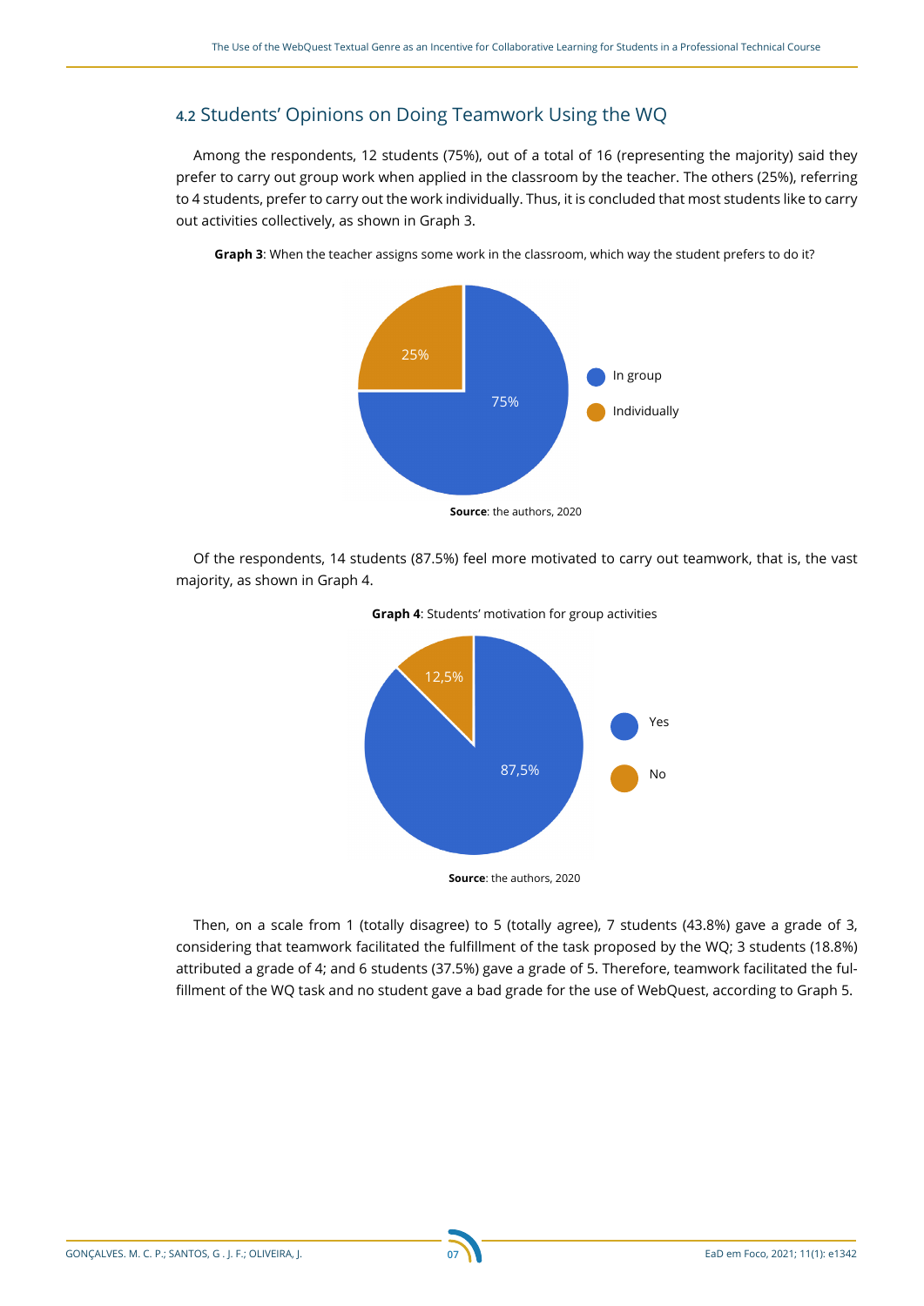## 4.2 Students' Opinions on Doing Teamwork Using the WQ

Among the respondents, 12 students (75%), out of a total of 16 (representing the majority) said they prefer to carry out group work when applied in the classroom by the teacher. The others (25%), referring to 4 students, prefer to carry out the work individually. Thus, it is concluded that most students like to carry out activities collectively, as shown in Graph 3.

**Graph 3**: When the teacher assigns some work in the classroom, which way the student prefers to do it?

**Source**: the authors, 2020

Of the respondents, 14 students (87.5%) feel more motivated to carry out teamwork, that is, the vast majority, as shown in Graph 4.

**Graph 4**: Students' motivation for group activities

**Source**: the authors, 2020

Then, on a scale from 1 (totally disagree) to 5 (totally agree), 7 students (43.8%) gave a grade of 3, considering that teamwork facilitated the fulfillment of the task proposed by the WQ; 3 students (18.8%) attributed a grade of 4; and 6 students (37.5%) gave a grade of 5. Therefore, teamwork facilitated the fulfillment of the WQ task and no student gave a bad grade for the use of WebQuest, according to Graph 5.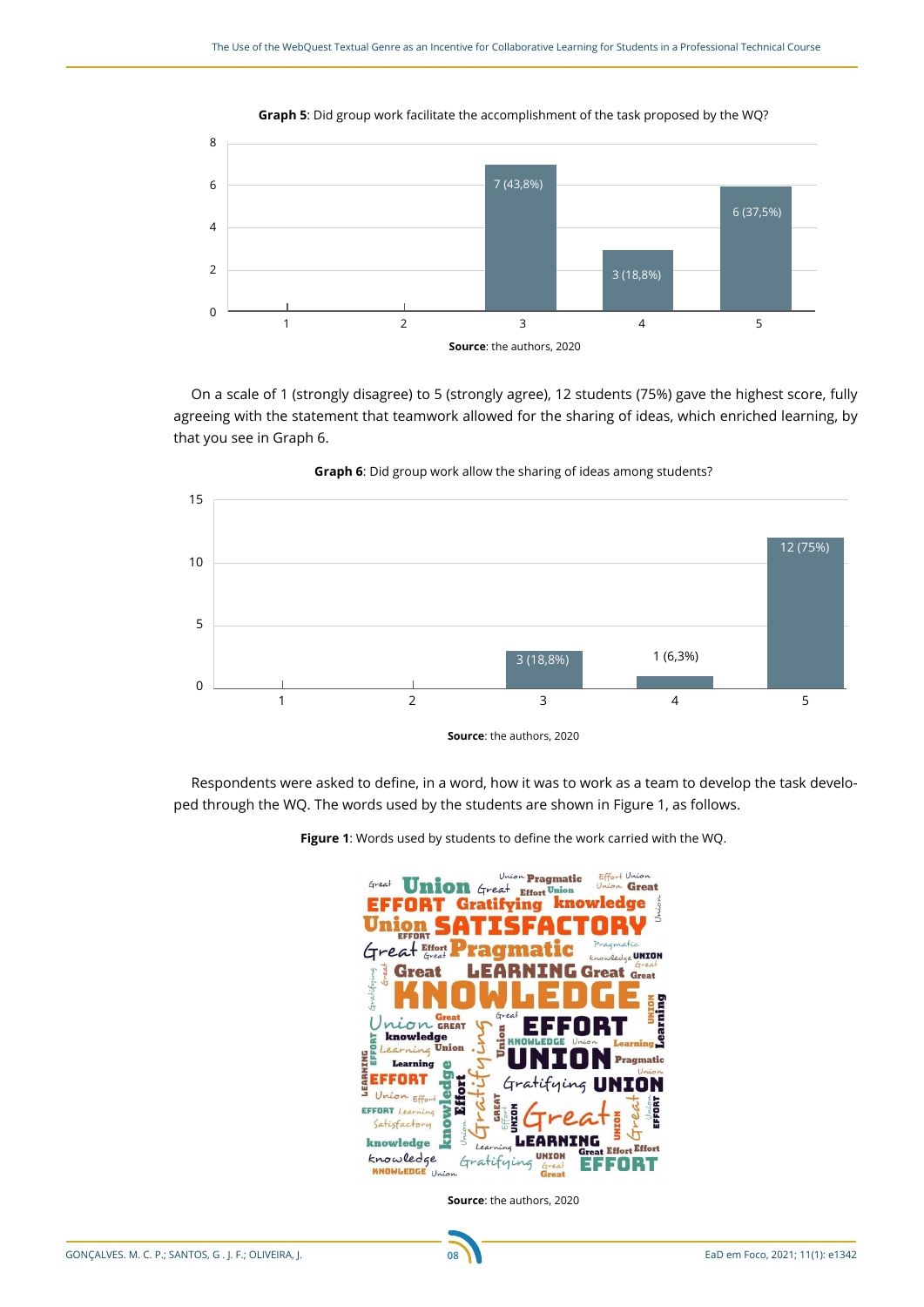**Graph 5**: Did group work facilitate the accomplishment of the task proposed by the WQ?

| Scale | Responses |
|---|---|
| 1 | 0 |
| 2 | 0 |
| 3 | 7 (43,8%) |
| 4 | 3 (18,8%) |
| 5 | 6 (37,5%) |

**Source**: the authors, 2020

On a scale of 1 (strongly disagree) to 5 (strongly agree), 12 students (75%) gave the highest score, fully agreeing with the statement that teamwork allowed for the sharing of ideas, which enriched learning, by that you see in Graph 6.

**Graph 6**: Did group work allow the sharing of ideas among students?

| Scale | Responses |
|---|---|
| 1 | 0 |
| 2 | 0 |
| 3 | 3 (18,8%) |
| 4 | 1 (6,3%) |
| 5 | 12 (75%) |

**Source**: the authors, 2020

Respondents were asked to define, in a word, how it was to work as a team to develop the task developed through the WQ. The words used by the students are shown in Figure 1, as follows.

**Figure 1**: Words used by students to define the work carried with the WQ.

**Source**: the authors, 2020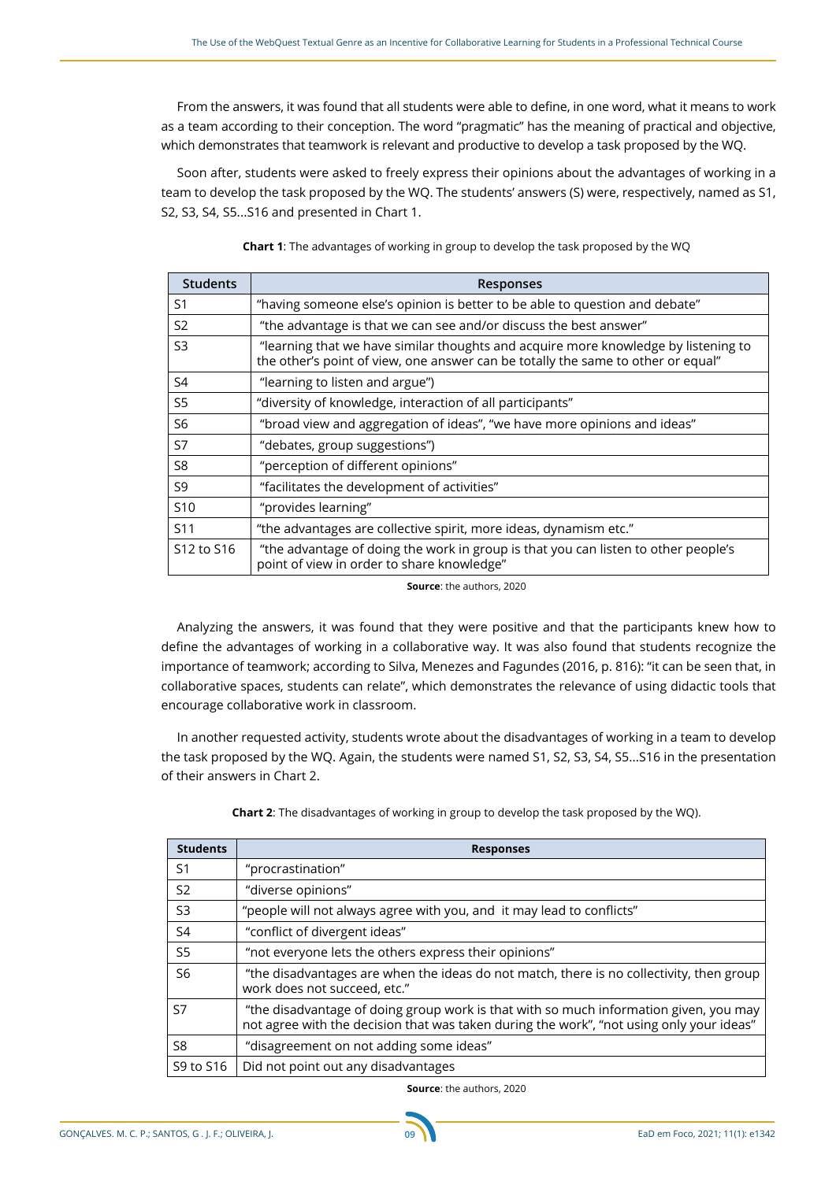From the answers, it was found that all students were able to define, in one word, what it means to work as a team according to their conception. The word "pragmatic" has the meaning of practical and objective, which demonstrates that teamwork is relevant and productive to develop a task proposed by the WQ.

Soon after, students were asked to freely express their opinions about the advantages of working in a team to develop the task proposed by the WQ. The students' answers (S) were, respectively, named as S1, S2, S3, S4, S5...S16 and presented in Chart 1.

**Chart 1**: The advantages of working in group to develop the task proposed by the WQ

| Students | Responses |
|---|---|
| S1 | "having someone else's opinion is better to be able to question and debate" |
| S2 | "the advantage is that we can see and/or discuss the best answer" |
| S3 | "learning that we have similar thoughts and acquire more knowledge by listening to the other's point of view, one answer can be totally the same to other or equal" |
| S4 | "learning to listen and argue") |
| S5 | "diversity of knowledge, interaction of all participants" |
| S6 | "broad view and aggregation of ideas", "we have more opinions and ideas" |
| S7 | "debates, group suggestions") |
| S8 | "perception of different opinions" |
| S9 | "facilitates the development of activities" |
| S10 | "provides learning" |
| S11 | "the advantages are collective spirit, more ideas, dynamism etc." |
| S12 to S16 | "the advantage of doing the work in group is that you can listen to other people's point of view in order to share knowledge" |

**Source**: the authors, 2020

Analyzing the answers, it was found that they were positive and that the participants knew how to define the advantages of working in a collaborative way. It was also found that students recognize the importance of teamwork; according to Silva, Menezes and Fagundes (2016, p. 816): "it can be seen that, in collaborative spaces, students can relate", which demonstrates the relevance of using didactic tools that encourage collaborative work in classroom.

In another requested activity, students wrote about the disadvantages of working in a team to develop the task proposed by the WQ. Again, the students were named S1, S2, S3, S4, S5...S16 in the presentation of their answers in Chart 2.

**Chart 2**: The disadvantages of working in group to develop the task proposed by the WQ).

| Students | Responses |
|---|---|
| S1 | "procrastination" |
| S2 | "diverse opinions" |
| S3 | "people will not always agree with you, and it may lead to conflicts" |
| S4 | "conflict of divergent ideas" |
| S5 | "not everyone lets the others express their opinions" |
| S6 | "the disadvantages are when the ideas do not match, there is no collectivity, then group work does not succeed, etc." |
| S7 | "the disadvantage of doing group work is that with so much information given, you may not agree with the decision that was taken during the work", "not using only your ideas" |
| S8 | "disagreement on not adding some ideas" |
| S9 to S16 | Did not point out any disadvantages |

**Source**: the authors, 2020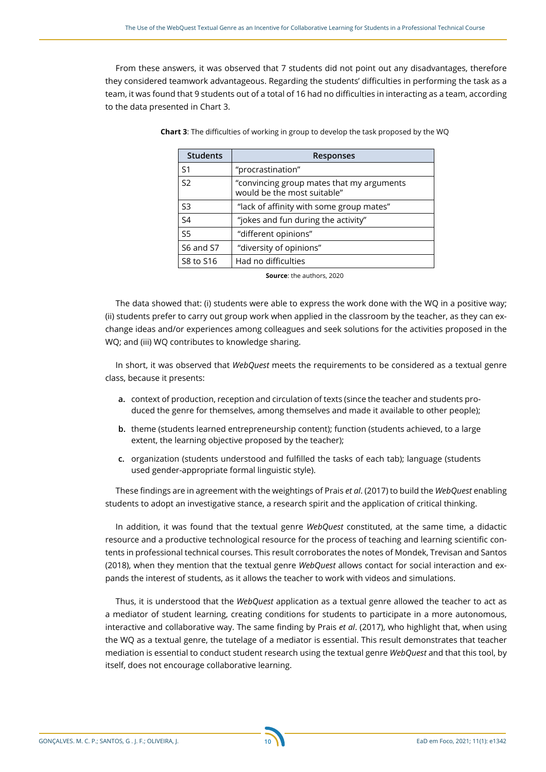From these answers, it was observed that 7 students did not point out any disadvantages, therefore they considered teamwork advantageous. Regarding the students' difficulties in performing the task as a team, it was found that 9 students out of a total of 16 had no difficulties in interacting as a team, according to the data presented in Chart 3.

**Chart 3**: The difficulties of working in group to develop the task proposed by the WQ

| Students | Responses |
|---|---|
| S1 | "procrastination" |
| S2 | "convincing group mates that my arguments would be the most suitable" |
| S3 | "lack of affinity with some group mates" |
| S4 | "jokes and fun during the activity" |
| S5 | "different opinions" |
| S6 and S7 | "diversity of opinions" |
| S8 to S16 | Had no difficulties |

**Source**: the authors, 2020

The data showed that: (i) students were able to express the work done with the WQ in a positive way; (ii) students prefer to carry out group work when applied in the classroom by the teacher, as they can exchange ideas and/or experiences among colleagues and seek solutions for the activities proposed in the WQ; and (iii) WQ contributes to knowledge sharing.

In short, it was observed that *WebQuest* meets the requirements to be considered as a textual genre class, because it presents:

**a.** context of production, reception and circulation of texts (since the teacher and students produced the genre for themselves, among themselves and made it available to other people);

**b.** theme (students learned entrepreneurship content); function (students achieved, to a large extent, the learning objective proposed by the teacher);

**c.** organization (students understood and fulfilled the tasks of each tab); language (students used gender-appropriate formal linguistic style).

These findings are in agreement with the weightings of Prais *et al*. (2017) to build the *WebQuest* enabling students to adopt an investigative stance, a research spirit and the application of critical thinking.

In addition, it was found that the textual genre *WebQuest* constituted, at the same time, a didactic resource and a productive technological resource for the process of teaching and learning scientific contents in professional technical courses. This result corroborates the notes of Mondek, Trevisan and Santos (2018), when they mention that the textual genre *WebQuest* allows contact for social interaction and expands the interest of students, as it allows the teacher to work with videos and simulations.

Thus, it is understood that the *WebQuest* application as a textual genre allowed the teacher to act as a mediator of student learning, creating conditions for students to participate in a more autonomous, interactive and collaborative way. The same finding by Prais *et al*. (2017), who highlight that, when using the WQ as a textual genre, the tutelage of a mediator is essential. This result demonstrates that teacher mediation is essential to conduct student research using the textual genre *WebQuest* and that this tool, by itself, does not encourage collaborative learning.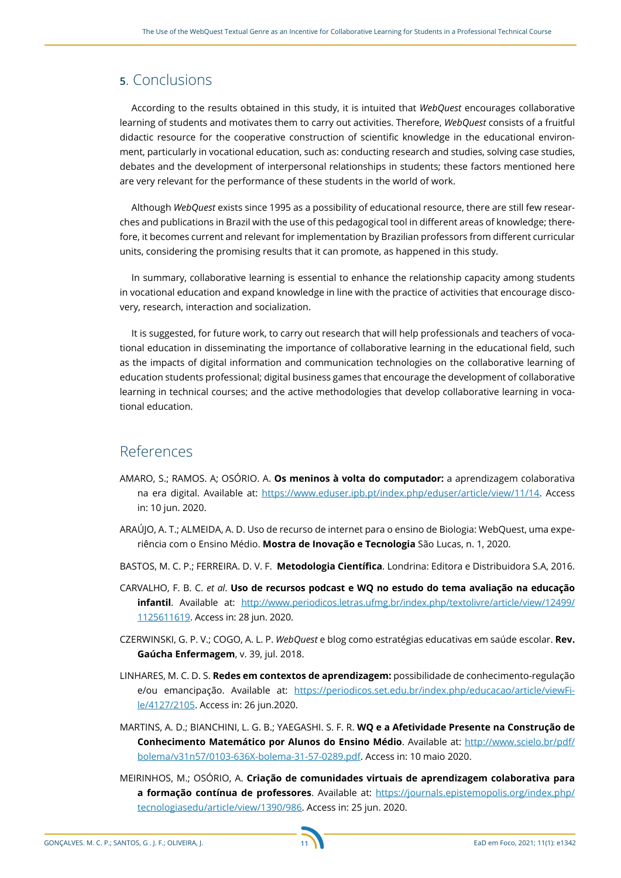## 5. Conclusions

According to the results obtained in this study, it is intuited that *WebQuest* encourages collaborative learning of students and motivates them to carry out activities. Therefore, *WebQuest* consists of a fruitful didactic resource for the cooperative construction of scientific knowledge in the educational environment, particularly in vocational education, such as: conducting research and studies, solving case studies, debates and the development of interpersonal relationships in students; these factors mentioned here are very relevant for the performance of these students in the world of work.

Although *WebQuest* exists since 1995 as a possibility of educational resource, there are still few researches and publications in Brazil with the use of this pedagogical tool in different areas of knowledge; therefore, it becomes current and relevant for implementation by Brazilian professors from different curricular units, considering the promising results that it can promote, as happened in this study.

In summary, collaborative learning is essential to enhance the relationship capacity among students in vocational education and expand knowledge in line with the practice of activities that encourage discovery, research, interaction and socialization.

It is suggested, for future work, to carry out research that will help professionals and teachers of vocational education in disseminating the importance of collaborative learning in the educational field, such as the impacts of digital information and communication technologies on the collaborative learning of education students professional; digital business games that encourage the development of collaborative learning in technical courses; and the active methodologies that develop collaborative learning in vocational education.

## References

AMARO, S.; RAMOS. A; OSÓRIO. A. **Os meninos à volta do computador:** a aprendizagem colaborativa na era digital. Available at: https://www.eduser.ipb.pt/index.php/eduser/article/view/11/14. Access in: 10 jun. 2020.

ARAÚJO, A. T.; ALMEIDA, A. D. Uso de recurso de internet para o ensino de Biologia: WebQuest, uma experiência com o Ensino Médio. **Mostra de Inovação e Tecnologia** São Lucas, n. 1, 2020.

BASTOS, M. C. P.; FERREIRA. D. V. F. **Metodologia Científica**. Londrina: Editora e Distribuidora S.A, 2016.

CARVALHO, F. B. C. *et al*. **Uso de recursos podcast e WQ no estudo do tema avaliação na educação infantil**. Available at: http://www.periodicos.letras.ufmg.br/index.php/textolivre/article/view/12499/1125611619. Access in: 28 jun. 2020.

CZERWINSKI, G. P. V.; COGO, A. L. P. *WebQuest* e blog como estratégias educativas em saúde escolar. **Rev. Gaúcha Enfermagem**, v. 39, jul. 2018.

LINHARES, M. C. D. S. **Redes em contextos de aprendizagem:** possibilidade de conhecimento-regulação e/ou emancipação. Available at: https://periodicos.set.edu.br/index.php/educacao/article/viewFile/4127/2105. Access in: 26 jun.2020.

MARTINS, A. D.; BIANCHINI, L. G. B.; YAEGASHI. S. F. R. **WQ e a Afetividade Presente na Construção de Conhecimento Matemático por Alunos do Ensino Médio**. Available at: http://www.scielo.br/pdf/bolema/v31n57/0103-636X-bolema-31-57-0289.pdf. Access in: 10 maio 2020.

MEIRINHOS, M.; OSÓRIO, A. **Criação de comunidades virtuais de aprendizagem colaborativa para a formação contínua de professores**. Available at: https://journals.epistemopolis.org/index.php/tecnologiasedu/article/view/1390/986. Access in: 25 jun. 2020.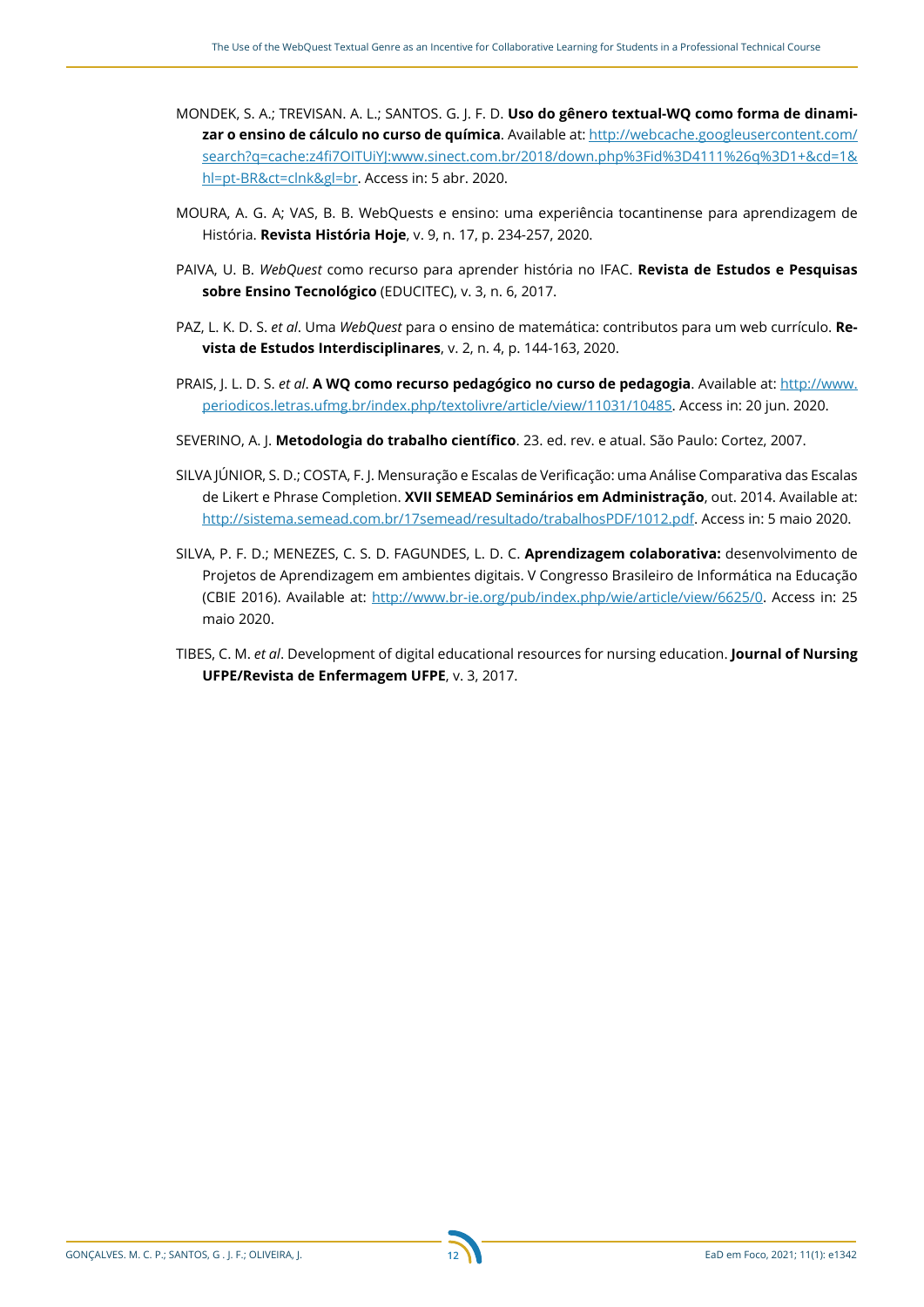MONDEK, S. A.; TREVISAN. A. L.; SANTOS. G. J. F. D. **Uso do gênero textual-WQ como forma de dinamizar o ensino de cálculo no curso de química**. Available at: http://webcache.googleusercontent.com/search?q=cache:z4fi7OITUiYJ:www.sinect.com.br/2018/down.php%3Fid%3D4111%26q%3D1+&cd=1&hl=pt-BR&ct=clnk&gl=br. Access in: 5 abr. 2020.

MOURA, A. G. A; VAS, B. B. WebQuests e ensino: uma experiência tocantinense para aprendizagem de História. **Revista História Hoje**, v. 9, n. 17, p. 234-257, 2020.

PAIVA, U. B. *WebQuest* como recurso para aprender história no IFAC. **Revista de Estudos e Pesquisas sobre Ensino Tecnológico** (EDUCITEC), v. 3, n. 6, 2017.

PAZ, L. K. D. S. *et al*. Uma *WebQuest* para o ensino de matemática: contributos para um web currículo. **Revista de Estudos Interdisciplinares**, v. 2, n. 4, p. 144-163, 2020.

PRAIS, J. L. D. S. *et al*. **A WQ como recurso pedagógico no curso de pedagogia**. Available at: http://www.periodicos.letras.ufmg.br/index.php/textolivre/article/view/11031/10485. Access in: 20 jun. 2020.

SEVERINO, A. J. **Metodologia do trabalho científico**. 23. ed. rev. e atual. São Paulo: Cortez, 2007.

SILVA JÚNIOR, S. D.; COSTA, F. J. Mensuração e Escalas de Verificação: uma Análise Comparativa das Escalas de Likert e Phrase Completion. **XVII SEMEAD Seminários em Administração**, out. 2014. Available at: http://sistema.semead.com.br/17semead/resultado/trabalhosPDF/1012.pdf. Access in: 5 maio 2020.

SILVA, P. F. D.; MENEZES, C. S. D. FAGUNDES, L. D. C. **Aprendizagem colaborativa:** desenvolvimento de Projetos de Aprendizagem em ambientes digitais. V Congresso Brasileiro de Informática na Educação (CBIE 2016). Available at: http://www.br-ie.org/pub/index.php/wie/article/view/6625/0. Access in: 25 maio 2020.

TIBES, C. M. *et al*. Development of digital educational resources for nursing education. **Journal of Nursing UFPE/Revista de Enfermagem UFPE**, v. 3, 2017.